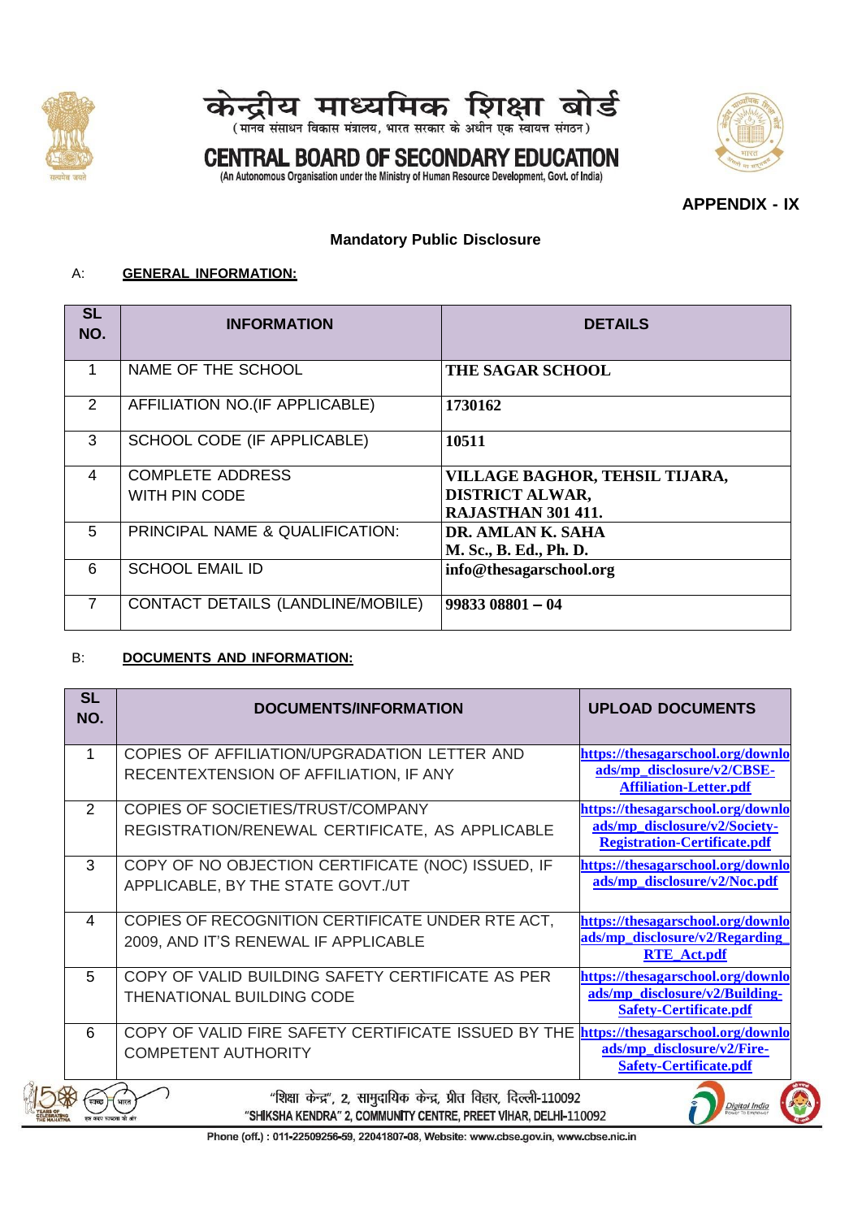# केन्द्रीय माध्यमिक शिक्षा बोर्ड

(मानव संसाधन विकास मंत्रालय, भारत सरकार के अधीन एक स्वायत्त संगठन)

# CENTRAL BOARD OF SECONDARY EDUCATION

(An Autonomous Organisation under the Ministry of Human Resource Development, Govt. of India)

**APPENDIX - IX**

## Mandatory Public Disclosure

A: **GENERAL INFORMATION:**

| SL NO. | INFORMATION | DETAILS |
|---|---|---|
| 1 | NAME OF THE SCHOOL | **THE SAGAR SCHOOL** |
| 2 | AFFILIATION NO.(IF APPLICABLE) | **1730162** |
| 3 | SCHOOL CODE (IF APPLICABLE) | **10511** |
| 4 | COMPLETE ADDRESS WITH PIN CODE | **VILLAGE BAGHOR, TEHSIL TIJARA, DISTRICT ALWAR, RAJASTHAN 301 411.** |
| 5 | PRINCIPAL NAME & QUALIFICATION: | **DR. AMLAN K. SAHA M. Sc., B. Ed., Ph. D.** |
| 6 | SCHOOL EMAIL ID | **info@thesagarschool.org** |
| 7 | CONTACT DETAILS (LANDLINE/MOBILE) | **99833 08801 – 04** |

B: **DOCUMENTS AND INFORMATION:**

| SL NO. | DOCUMENTS/INFORMATION | UPLOAD DOCUMENTS |
|---|---|---|
| 1 | COPIES OF AFFILIATION/UPGRADATION LETTER AND RECENTEXTENSION OF AFFILIATION, IF ANY | https://thesagarschool.org/downloads/mp_disclosure/v2/CBSE-Affiliation-Letter.pdf |
| 2 | COPIES OF SOCIETIES/TRUST/COMPANY REGISTRATION/RENEWAL CERTIFICATE, AS APPLICABLE | https://thesagarschool.org/downloads/mp_disclosure/v2/Society-Registration-Certificate.pdf |
| 3 | COPY OF NO OBJECTION CERTIFICATE (NOC) ISSUED, IF APPLICABLE, BY THE STATE GOVT./UT | https://thesagarschool.org/downloads/mp_disclosure/v2/Noc.pdf |
| 4 | COPIES OF RECOGNITION CERTIFICATE UNDER RTE ACT, 2009, AND IT'S RENEWAL IF APPLICABLE | https://thesagarschool.org/downloads/mp_disclosure/v2/Regarding_RTE_Act.pdf |
| 5 | COPY OF VALID BUILDING SAFETY CERTIFICATE AS PER THENATIONAL BUILDING CODE | https://thesagarschool.org/downloads/mp_disclosure/v2/Building-Safety-Certificate.pdf |
| 6 | COPY OF VALID FIRE SAFETY CERTIFICATE ISSUED BY THE COMPETENT AUTHORITY | https://thesagarschool.org/downloads/mp_disclosure/v2/Fire-Safety-Certificate.pdf |

"शिक्षा केन्द्र", 2, सामुदायिक केन्द्र, प्रीत विहार, दिल्ली-110092
"SHIKSHA KENDRA" 2, COMMUNITY CENTRE, PREET VIHAR, DELHI-110092
Phone (off.) : 011-22509256-59, 22041807-08, Website: www.cbse.gov.in, www.cbse.nic.in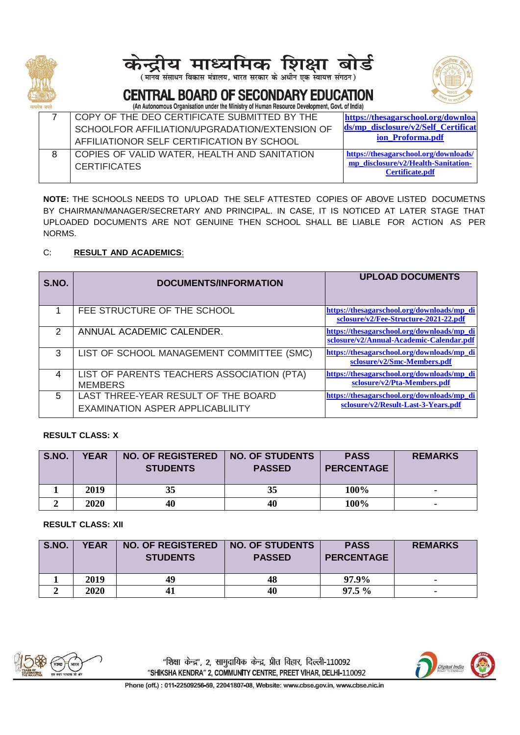| 7 | COPY OF THE DEO CERTIFICATE SUBMITTED BY THE SCHOOLFOR AFFILIATION/UPGRADATION/EXTENSION OF AFFILIATIONOR SELF CERTIFICATION BY SCHOOL | https://thesagarschool.org/downloads/mp_disclosure/v2/Self_Certification_Proforma.pdf |
|---|---|---|
| 8 | COPIES OF VALID WATER, HEALTH AND SANITATION CERTIFICATES | https://thesagarschool.org/downloads/mp_disclosure/v2/Health-Sanitation-Certificate.pdf |

**NOTE:** THE SCHOOLS NEEDS TO UPLOAD THE SELF ATTESTED COPIES OF ABOVE LISTED DOCUMETNS BY CHAIRMAN/MANAGER/SECRETARY AND PRINCIPAL. IN CASE, IT IS NOTICED AT LATER STAGE THAT UPLOADED DOCUMENTS ARE NOT GENUINE THEN SCHOOL SHALL BE LIABLE FOR ACTION AS PER NORMS.

C: **RESULT AND ACADEMICS**:

| S.NO. | DOCUMENTS/INFORMATION | UPLOAD DOCUMENTS |
|---|---|---|
| 1 | FEE STRUCTURE OF THE SCHOOL | https://thesagarschool.org/downloads/mp_disclosure/v2/Fee-Structure-2021-22.pdf |
| 2 | ANNUAL ACADEMIC CALENDER. | https://thesagarschool.org/downloads/mp_disclosure/v2/Annual-Academic-Calendar.pdf |
| 3 | LIST OF SCHOOL MANAGEMENT COMMITTEE (SMC) | https://thesagarschool.org/downloads/mp_disclosure/v2/Smc-Members.pdf |
| 4 | LIST OF PARENTS TEACHERS ASSOCIATION (PTA) MEMBERS | https://thesagarschool.org/downloads/mp_disclosure/v2/Pta-Members.pdf |
| 5 | LAST THREE-YEAR RESULT OF THE BOARD EXAMINATION ASPER APPLICABLILITY | https://thesagarschool.org/downloads/mp_disclosure/v2/Result-Last-3-Years.pdf |

**RESULT CLASS: X**

| S.NO. | YEAR | NO. OF REGISTERED STUDENTS | NO. OF STUDENTS PASSED | PASS PERCENTAGE | REMARKS |
|---|---|---|---|---|---|
| 1 | 2019 | 35 | 35 | 100% | - |
| 2 | 2020 | 40 | 40 | 100% | - |

**RESULT CLASS: XII**

| S.NO. | YEAR | NO. OF REGISTERED STUDENTS | NO. OF STUDENTS PASSED | PASS PERCENTAGE | REMARKS |
|---|---|---|---|---|---|
| 1 | 2019 | 49 | 48 | 97.9% | - |
| 2 | 2020 | 41 | 40 | 97.5 % | - |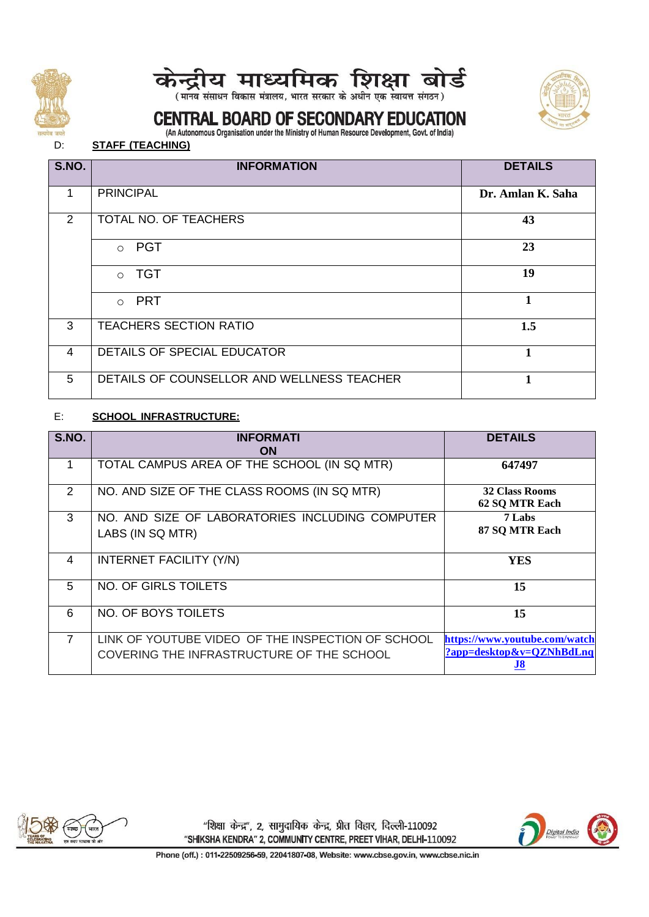D: **STAFF (TEACHING)**

| S.NO. | INFORMATION | DETAILS |
|---|---|---|
| 1 | PRINCIPAL | **Dr. Amlan K. Saha** |
| 2 | TOTAL NO. OF TEACHERS | **43** |
| | ○ PGT | **23** |
| | ○ TGT | **19** |
| | ○ PRT | **1** |
| 3 | TEACHERS SECTION RATIO | **1.5** |
| 4 | DETAILS OF SPECIAL EDUCATOR | **1** |
| 5 | DETAILS OF COUNSELLOR AND WELLNESS TEACHER | **1** |

E: **SCHOOL INFRASTRUCTURE:**

| S.NO. | INFORMATION | DETAILS |
|---|---|---|
| 1 | TOTAL CAMPUS AREA OF THE SCHOOL (IN SQ MTR) | **647497** |
| 2 | NO. AND SIZE OF THE CLASS ROOMS (IN SQ MTR) | **32 Class Rooms 62 SQ MTR Each** |
| 3 | NO. AND SIZE OF LABORATORIES INCLUDING COMPUTER LABS (IN SQ MTR) | **7 Labs 87 SQ MTR Each** |
| 4 | INTERNET FACILITY (Y/N) | **YES** |
| 5 | NO. OF GIRLS TOILETS | **15** |
| 6 | NO. OF BOYS TOILETS | **15** |
| 7 | LINK OF YOUTUBE VIDEO OF THE INSPECTION OF SCHOOL COVERING THE INFRASTRUCTURE OF THE SCHOOL | **https://www.youtube.com/watch?app=desktop&v=QZNhBdLnqJ8** |